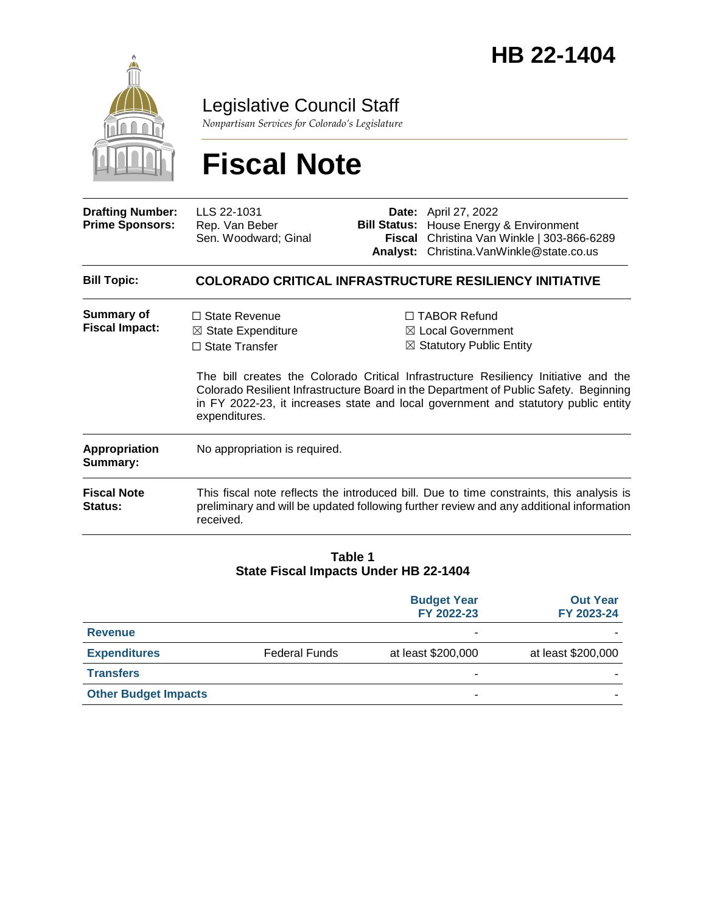# HB 22-1404

Legislative Council Staff

*Nonpartisan Services for Colorado's Legislature*

# Fiscal Note

| | | | |
|---|---|---|---|
| **Drafting Number:** | LLS 22-1031 | **Date:** | April 27, 2022 |
| **Prime Sponsors:** | Rep. Van Beber<br>Sen. Woodward; Ginal | **Bill Status:** | House Energy & Environment |
| | | **Fiscal Analyst:** | Christina Van Winkle \| 303-866-6289<br>Christina.VanWinkle@state.co.us |

**Bill Topic:** **COLORADO CRITICAL INFRASTRUCTURE RESILIENCY INITIATIVE**

**Summary of Fiscal Impact:**

- ☐ State Revenue
- ☒ State Expenditure
- ☐ State Transfer
- ☐ TABOR Refund
- ☒ Local Government
- ☒ Statutory Public Entity

The bill creates the Colorado Critical Infrastructure Resiliency Initiative and the Colorado Resilient Infrastructure Board in the Department of Public Safety. Beginning in FY 2022-23, it increases state and local government and statutory public entity expenditures.

**Appropriation Summary:** No appropriation is required.

**Fiscal Note Status:** This fiscal note reflects the introduced bill. Due to time constraints, this analysis is preliminary and will be updated following further review and any additional information received.

**Table 1**
**State Fiscal Impacts Under HB 22-1404**

| | | Budget Year FY 2022-23 | Out Year FY 2023-24 |
|---|---|---|---|
| **Revenue** | | - | - |
| **Expenditures** | Federal Funds | at least $200,000 | at least $200,000 |
| **Transfers** | | - | - |
| **Other Budget Impacts** | | - | - |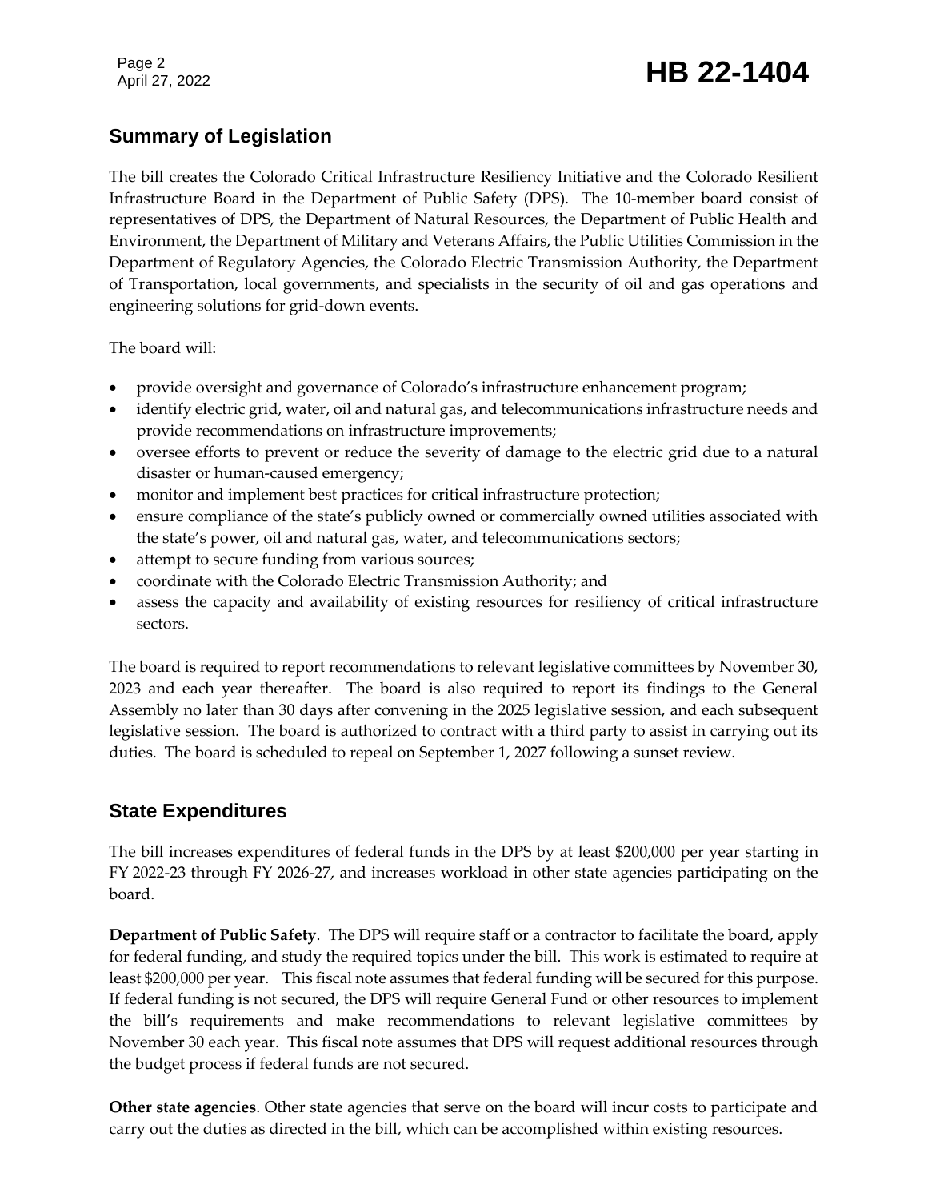## Summary of Legislation

The bill creates the Colorado Critical Infrastructure Resiliency Initiative and the Colorado Resilient Infrastructure Board in the Department of Public Safety (DPS). The 10-member board consist of representatives of DPS, the Department of Natural Resources, the Department of Public Health and Environment, the Department of Military and Veterans Affairs, the Public Utilities Commission in the Department of Regulatory Agencies, the Colorado Electric Transmission Authority, the Department of Transportation, local governments, and specialists in the security of oil and gas operations and engineering solutions for grid-down events.

The board will:

- provide oversight and governance of Colorado's infrastructure enhancement program;
- identify electric grid, water, oil and natural gas, and telecommunications infrastructure needs and provide recommendations on infrastructure improvements;
- oversee efforts to prevent or reduce the severity of damage to the electric grid due to a natural disaster or human-caused emergency;
- monitor and implement best practices for critical infrastructure protection;
- ensure compliance of the state's publicly owned or commercially owned utilities associated with the state's power, oil and natural gas, water, and telecommunications sectors;
- attempt to secure funding from various sources;
- coordinate with the Colorado Electric Transmission Authority; and
- assess the capacity and availability of existing resources for resiliency of critical infrastructure sectors.

The board is required to report recommendations to relevant legislative committees by November 30, 2023 and each year thereafter. The board is also required to report its findings to the General Assembly no later than 30 days after convening in the 2025 legislative session, and each subsequent legislative session. The board is authorized to contract with a third party to assist in carrying out its duties. The board is scheduled to repeal on September 1, 2027 following a sunset review.

## State Expenditures

The bill increases expenditures of federal funds in the DPS by at least $200,000 per year starting in FY 2022-23 through FY 2026-27, and increases workload in other state agencies participating on the board.

**Department of Public Safety**. The DPS will require staff or a contractor to facilitate the board, apply for federal funding, and study the required topics under the bill. This work is estimated to require at least $200,000 per year. This fiscal note assumes that federal funding will be secured for this purpose. If federal funding is not secured, the DPS will require General Fund or other resources to implement the bill's requirements and make recommendations to relevant legislative committees by November 30 each year. This fiscal note assumes that DPS will request additional resources through the budget process if federal funds are not secured.

**Other state agencies**. Other state agencies that serve on the board will incur costs to participate and carry out the duties as directed in the bill, which can be accomplished within existing resources.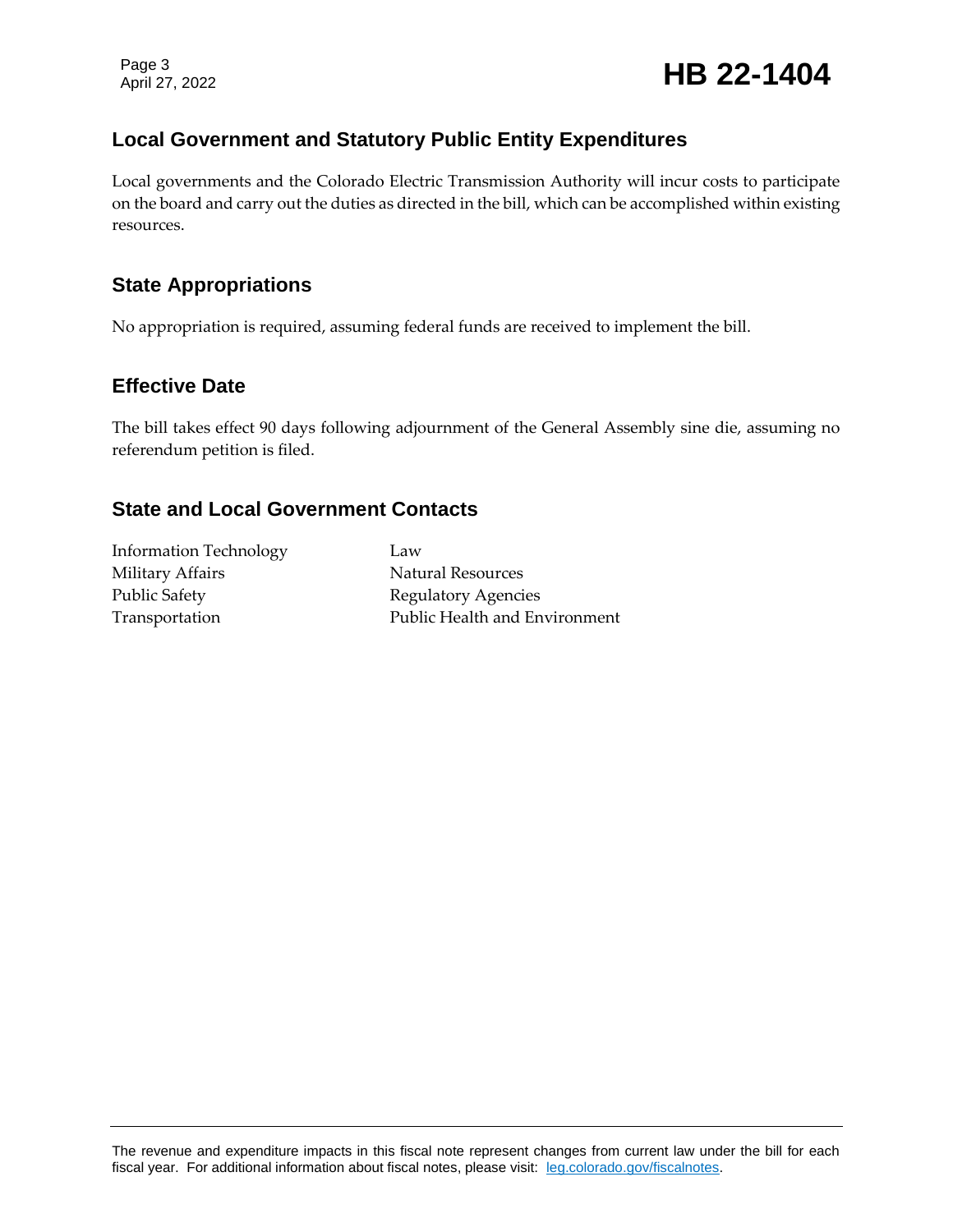## Local Government and Statutory Public Entity Expenditures

Local governments and the Colorado Electric Transmission Authority will incur costs to participate on the board and carry out the duties as directed in the bill, which can be accomplished within existing resources.

## State Appropriations

No appropriation is required, assuming federal funds are received to implement the bill.

## Effective Date

The bill takes effect 90 days following adjournment of the General Assembly sine die, assuming no referendum petition is filed.

## State and Local Government Contacts

| | |
|---|---|
| Information Technology | Law |
| Military Affairs | Natural Resources |
| Public Safety | Regulatory Agencies |
| Transportation | Public Health and Environment |

The revenue and expenditure impacts in this fiscal note represent changes from current law under the bill for each fiscal year. For additional information about fiscal notes, please visit: leg.colorado.gov/fiscalnotes.